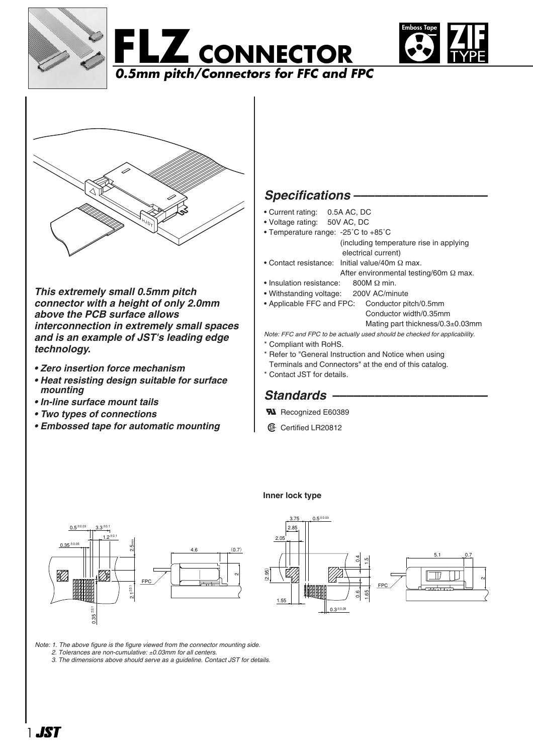# FLZ CONNECTOR

*0.5mm pitch/Connectors for FFC and FPC*

Emboss Tape

ZIF TYPE

***This extremely small 0.5mm pitch connector with a height of only 2.0mm above the PCB surface allows interconnection in extremely small spaces and is an example of JST's leading edge technology.***

- ***Zero insertion force mechanism***
- ***Heat resisting design suitable for surface mounting***
- ***In-line surface mount tails***
- ***Two types of connections***
- ***Embossed tape for automatic mounting***

## *Specifications*

- Current rating: 0.5A AC, DC
- Voltage rating: 50V AC, DC
- Temperature range: -25˚C to +85˚C (including temperature rise in applying electrical current)
- Contact resistance: Initial value/40m Ω max. After environmental testing/60m Ω max.
- Insulation resistance: 800M Ω min.
- Withstanding voltage: 200V AC/minute
- Applicable FFC and FPC: Conductor pitch/0.5mm Conductor width/0.35mm Mating part thickness/0.3±0.03mm

*Note: FFC and FPC to be actually used should be checked for applicability.*

\* Compliant with RoHS.

\* Refer to "General Instruction and Notice when using Terminals and Connectors" at the end of this catalog.

\* Contact JST for details.

## *Standards*

Recognized E60389

Certified LR20812

**Inner lock type**

*Note: 1. The above figure is the figure viewed from the connector mounting side.*

*2. Tolerances are non-cumulative: ±0.03mm for all centers.*

*3. The dimensions above should serve as a guideline. Contact JST for details.*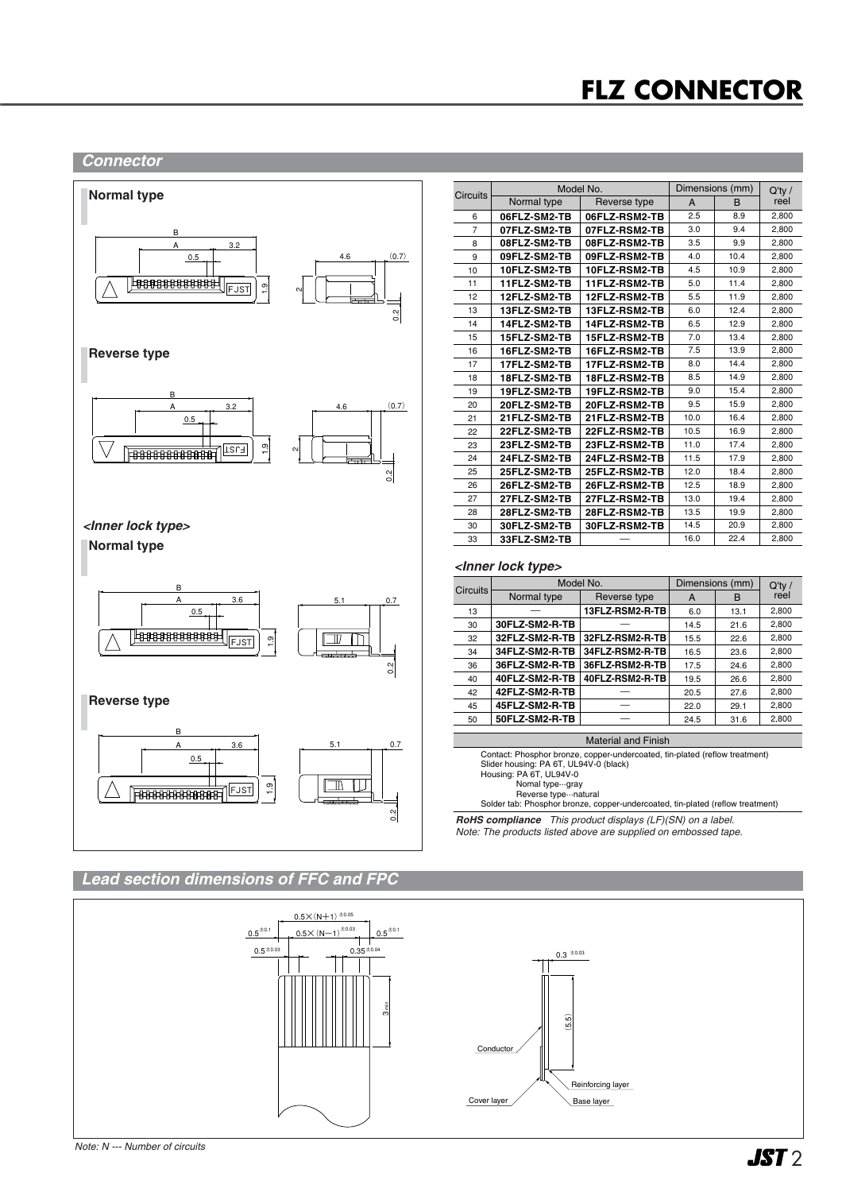# FLZ CONNECTOR

## Connector

### Normal type

B
A
3.2
0.5
FJST
1.9
4.6
(0.7)
2
0.2

### Reverse type

B
A
3.2
0.5
FJST
1.9
4.6
(0.7)
2
0.2

### *<Inner lock type>*

### Normal type

B
A
3.6
0.5
FJST
1.9
5.1
0.7
0.2

### Reverse type

B
A
3.6
0.5
FJST
1.9
5.1
0.7
0.2

| Circuits | Model No. | | Dimensions (mm) | | Q'ty / reel |
|---|---|---|---|---|---|
| | Normal type | Reverse type | A | B | |
| 6 | **06FLZ-SM2-TB** | **06FLZ-RSM2-TB** | 2.5 | 8.9 | 2,800 |
| 7 | **07FLZ-SM2-TB** | **07FLZ-RSM2-TB** | 3.0 | 9.4 | 2,800 |
| 8 | **08FLZ-SM2-TB** | **08FLZ-RSM2-TB** | 3.5 | 9.9 | 2,800 |
| 9 | **09FLZ-SM2-TB** | **09FLZ-RSM2-TB** | 4.0 | 10.4 | 2,800 |
| 10 | **10FLZ-SM2-TB** | **10FLZ-RSM2-TB** | 4.5 | 10.9 | 2,800 |
| 11 | **11FLZ-SM2-TB** | **11FLZ-RSM2-TB** | 5.0 | 11.4 | 2,800 |
| 12 | **12FLZ-SM2-TB** | **12FLZ-RSM2-TB** | 5.5 | 11.9 | 2,800 |
| 13 | **13FLZ-SM2-TB** | **13FLZ-RSM2-TB** | 6.0 | 12.4 | 2,800 |
| 14 | **14FLZ-SM2-TB** | **14FLZ-RSM2-TB** | 6.5 | 12.9 | 2,800 |
| 15 | **15FLZ-SM2-TB** | **15FLZ-RSM2-TB** | 7.0 | 13.4 | 2,800 |
| 16 | **16FLZ-SM2-TB** | **16FLZ-RSM2-TB** | 7.5 | 13.9 | 2,800 |
| 17 | **17FLZ-SM2-TB** | **17FLZ-RSM2-TB** | 8.0 | 14.4 | 2,800 |
| 18 | **18FLZ-SM2-TB** | **18FLZ-RSM2-TB** | 8.5 | 14.9 | 2,800 |
| 19 | **19FLZ-SM2-TB** | **19FLZ-RSM2-TB** | 9.0 | 15.4 | 2,800 |
| 20 | **20FLZ-SM2-TB** | **20FLZ-RSM2-TB** | 9.5 | 15.9 | 2,800 |
| 21 | **21FLZ-SM2-TB** | **21FLZ-RSM2-TB** | 10.0 | 16.4 | 2,800 |
| 22 | **22FLZ-SM2-TB** | **22FLZ-RSM2-TB** | 10.5 | 16.9 | 2,800 |
| 23 | **23FLZ-SM2-TB** | **23FLZ-RSM2-TB** | 11.0 | 17.4 | 2,800 |
| 24 | **24FLZ-SM2-TB** | **24FLZ-RSM2-TB** | 11.5 | 17.9 | 2,800 |
| 25 | **25FLZ-SM2-TB** | **25FLZ-RSM2-TB** | 12.0 | 18.4 | 2,800 |
| 26 | **26FLZ-SM2-TB** | **26FLZ-RSM2-TB** | 12.5 | 18.9 | 2,800 |
| 27 | **27FLZ-SM2-TB** | **27FLZ-RSM2-TB** | 13.0 | 19.4 | 2,800 |
| 28 | **28FLZ-SM2-TB** | **28FLZ-RSM2-TB** | 13.5 | 19.9 | 2,800 |
| 30 | **30FLZ-SM2-TB** | **30FLZ-RSM2-TB** | 14.5 | 20.9 | 2,800 |
| 33 | **33FLZ-SM2-TB** | — | 16.0 | 22.4 | 2,800 |

### *<Inner lock type>*

| Circuits | Model No. | | Dimensions (mm) | | Q'ty / reel |
|---|---|---|---|---|---|
| | Normal type | Reverse type | A | B | |
| 13 | — | **13FLZ-RSM2-R-TB** | 6.0 | 13.1 | 2,800 |
| 30 | **30FLZ-SM2-R-TB** | — | 14.5 | 21.6 | 2,800 |
| 32 | **32FLZ-SM2-R-TB** | **32FLZ-RSM2-R-TB** | 15.5 | 22.6 | 2,800 |
| 34 | **34FLZ-SM2-R-TB** | **34FLZ-RSM2-R-TB** | 16.5 | 23.6 | 2,800 |
| 36 | **36FLZ-SM2-R-TB** | **36FLZ-RSM2-R-TB** | 17.5 | 24.6 | 2,800 |
| 40 | **40FLZ-SM2-R-TB** | **40FLZ-RSM2-R-TB** | 19.5 | 26.6 | 2,800 |
| 42 | **42FLZ-SM2-R-TB** | — | 20.5 | 27.6 | 2,800 |
| 45 | **45FLZ-SM2-R-TB** | — | 22.0 | 29.1 | 2,800 |
| 50 | **50FLZ-SM2-R-TB** | — | 24.5 | 31.6 | 2,800 |

| Material and Finish |
|---|
| Contact: Phosphor bronze, copper-undercoated, tin-plated (reflow treatment)<br>Slider housing: PA 6T, UL94V-0 (black)<br>Housing: PA 6T, UL94V-0<br>Nomal type···gray<br>Reverse type···natural<br>Solder tab: Phosphor bronze, copper-undercoated, tin-plated (reflow treatment) |

***RoHS compliance*** *This product displays (LF)(SN) on a label.*
*Note: The products listed above are supplied on embossed tape.*

## Lead section dimensions of FFC and FPC

$0.5 \times (N+1)^{\pm 0.05}$
$0.5^{\pm 0.1}$
$0.5 \times (N-1)^{\pm 0.03}$
$0.5^{\pm 0.1}$
$0.5^{\pm 0.03}$
$0.35^{\pm 0.04}$
3 min
$0.3^{\pm 0.03}$
(5.5)
Conductor
Reinforcing layer
Cover layer
Base layer

*Note: N --- Number of circuits*